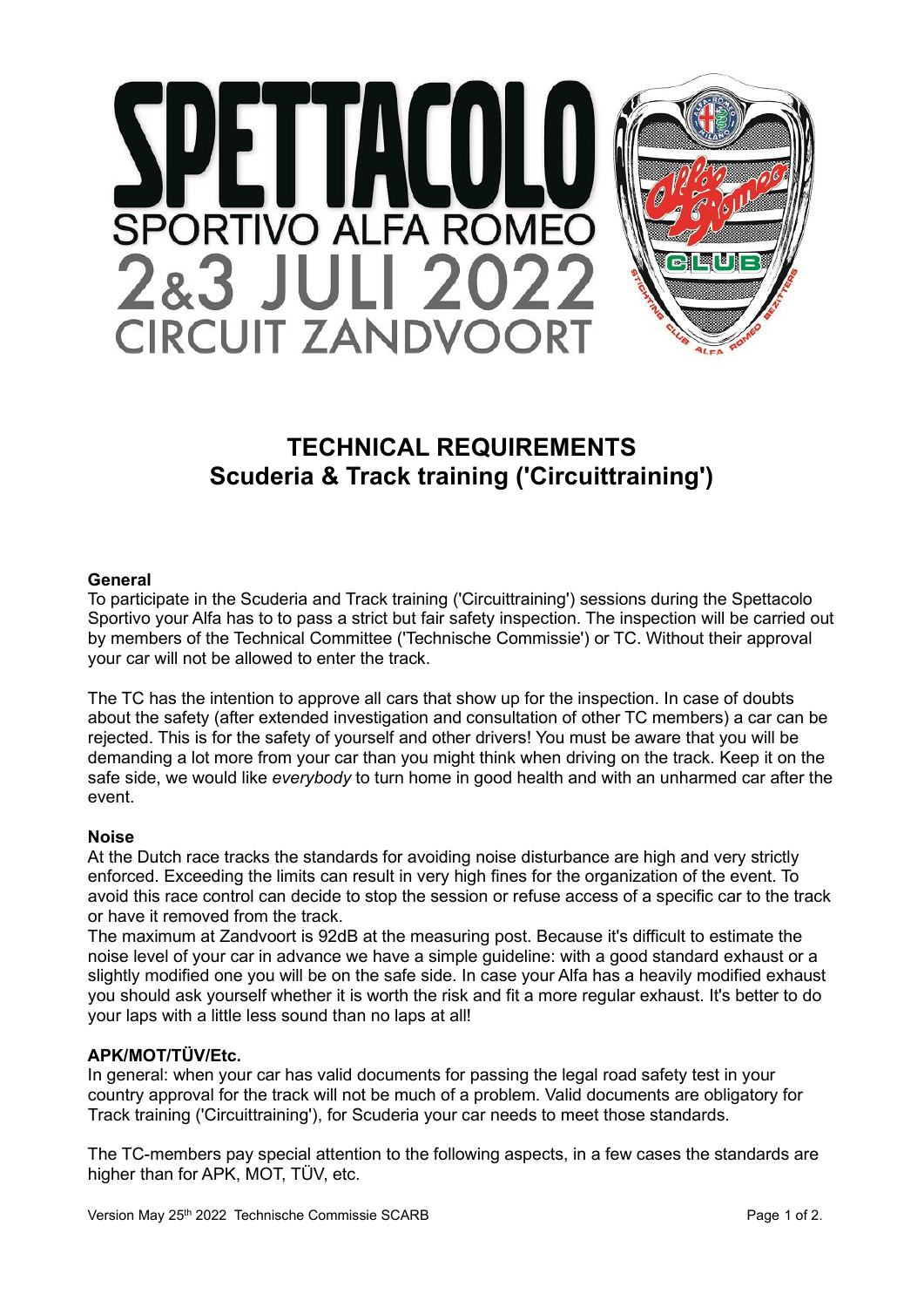# SPETTACOLO

SPORTIVO ALFA ROMEO

2&3 JULI 2022

CIRCUIT ZANDVOORT

## TECHNICAL REQUIREMENTS
## Scuderia & Track training ('Circuittraining')

**General**

To participate in the Scuderia and Track training ('Circuittraining') sessions during the Spettacolo Sportivo your Alfa has to to pass a strict but fair safety inspection. The inspection will be carried out by members of the Technical Committee ('Technische Commissie') or TC. Without their approval your car will not be allowed to enter the track.

The TC has the intention to approve all cars that show up for the inspection. In case of doubts about the safety (after extended investigation and consultation of other TC members) a car can be rejected. This is for the safety of yourself and other drivers! You must be aware that you will be demanding a lot more from your car than you might think when driving on the track. Keep it on the safe side, we would like *everybody* to turn home in good health and with an unharmed car after the event.

**Noise**

At the Dutch race tracks the standards for avoiding noise disturbance are high and very strictly enforced. Exceeding the limits can result in very high fines for the organization of the event. To avoid this race control can decide to stop the session or refuse access of a specific car to the track or have it removed from the track.

The maximum at Zandvoort is 92dB at the measuring post. Because it's difficult to estimate the noise level of your car in advance we have a simple guideline: with a good standard exhaust or a slightly modified one you will be on the safe side. In case your Alfa has a heavily modified exhaust you should ask yourself whether it is worth the risk and fit a more regular exhaust. It's better to do your laps with a little less sound than no laps at all!

**APK/MOT/TÜV/Etc.**

In general: when your car has valid documents for passing the legal road safety test in your country approval for the track will not be much of a problem. Valid documents are obligatory for Track training ('Circuittraining'), for Scuderia your car needs to meet those standards.

The TC-members pay special attention to the following aspects, in a few cases the standards are higher than for APK, MOT, TÜV, etc.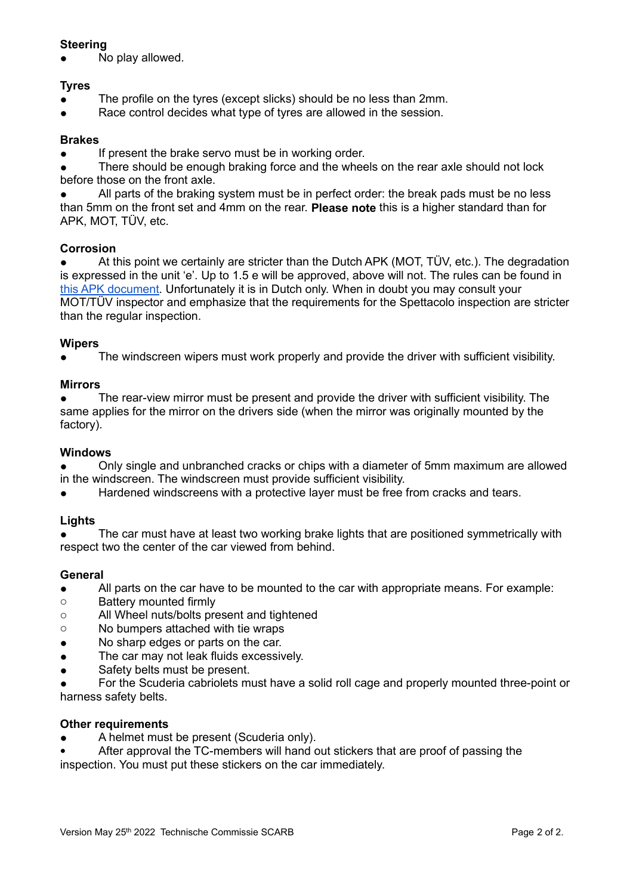**Steering**

- No play allowed.

**Tyres**

- The profile on the tyres (except slicks) should be no less than 2mm.
- Race control decides what type of tyres are allowed in the session.

**Brakes**

- If present the brake servo must be in working order.
- There should be enough braking force and the wheels on the rear axle should not lock before those on the front axle.
- All parts of the braking system must be in perfect order: the break pads must be no less than 5mm on the front set and 4mm on the rear. **Please note** this is a higher standard than for APK, MOT, TÜV, etc.

**Corrosion**

- At this point we certainly are stricter than the Dutch APK (MOT, TÜV, etc.). The degradation is expressed in the unit 'e'. Up to 1.5 e will be approved, above will not. The rules can be found in this APK document. Unfortunately it is in Dutch only. When in doubt you may consult your MOT/TÜV inspector and emphasize that the requirements for the Spettacolo inspection are stricter than the regular inspection.

**Wipers**

- The windscreen wipers must work properly and provide the driver with sufficient visibility.

**Mirrors**

- The rear-view mirror must be present and provide the driver with sufficient visibility. The same applies for the mirror on the drivers side (when the mirror was originally mounted by the factory).

**Windows**

- Only single and unbranched cracks or chips with a diameter of 5mm maximum are allowed in the windscreen. The windscreen must provide sufficient visibility.
- Hardened windscreens with a protective layer must be free from cracks and tears.

**Lights**

- The car must have at least two working brake lights that are positioned symmetrically with respect two the center of the car viewed from behind.

**General**

- All parts on the car have to be mounted to the car with appropriate means. For example:
  - Battery mounted firmly
  - All Wheel nuts/bolts present and tightened
  - No bumpers attached with tie wraps
- No sharp edges or parts on the car.
- The car may not leak fluids excessively.
- Safety belts must be present.
- For the Scuderia cabriolets must have a solid roll cage and properly mounted three-point or harness safety belts.

**Other requirements**

- A helmet must be present (Scuderia only).
- After approval the TC-members will hand out stickers that are proof of passing the inspection. You must put these stickers on the car immediately.

Version May 25th 2022 Technische Commissie SCARB